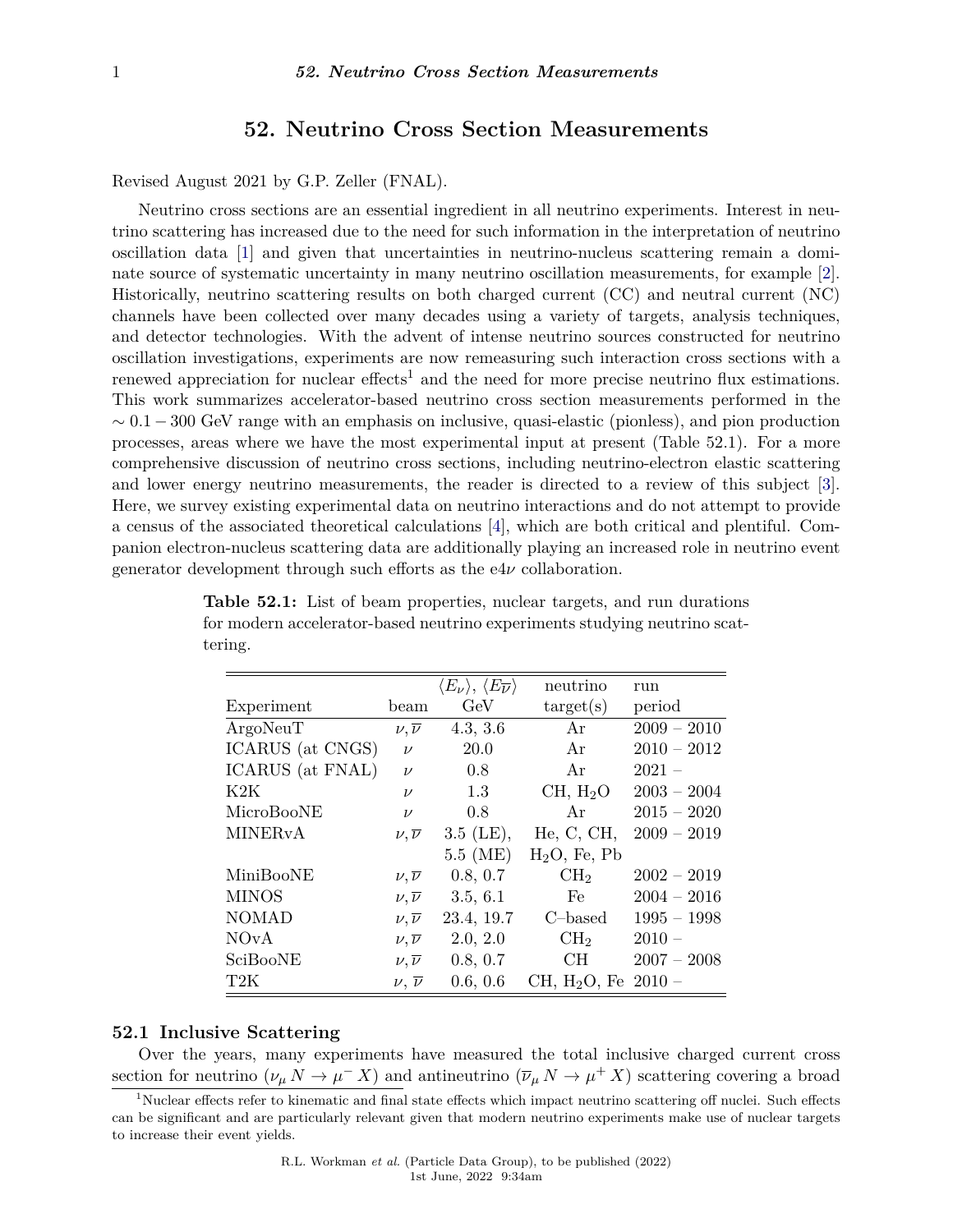# 52. Neutrino Cross Section Measurements

Revised August 2021 by G.P. Zeller (FNAL).

Neutrino cross sections are an essential ingredient in all neutrino experiments. Interest in neutrino scattering has increased due to the need for such information in the interpretation of neutrino oscillation data [1] and given that uncertainties in neutrino-nucleus scattering remain a dominate source of systematic uncertainty in many neutrino oscillation measurements, for example [2]. Historically, neutrino scattering results on both charged current (CC) and neutral current (NC) channels have been collected over many decades using a variety of targets, analysis techniques, and detector technologies. With the advent of intense neutrino sources constructed for neutrino oscillation investigations, experiments are now remeasuring such interaction cross sections with a renewed appreciation for nuclear effects[1] and the need for more precise neutrino flux estimations. This work summarizes accelerator-based neutrino cross section measurements performed in the $\sim 0.1 - 300$ GeV range with an emphasis on inclusive, quasi-elastic (pionless), and pion production processes, areas where we have the most experimental input at present (Table 52.1). For a more comprehensive discussion of neutrino cross sections, including neutrino-electron elastic scattering and lower energy neutrino measurements, the reader is directed to a review of this subject [3]. Here, we survey existing experimental data on neutrino interactions and do not attempt to provide a census of the associated theoretical calculations [4], which are both critical and plentiful. Companion electron-nucleus scattering data are additionally playing an increased role in neutrino event generator development through such efforts as the e4$\nu$ collaboration.

**Table 52.1:** List of beam properties, nuclear targets, and run durations for modern accelerator-based neutrino experiments studying neutrino scattering.

| Experiment | beam | $\langle E_\nu \rangle$, $\langle E_{\overline{\nu}} \rangle$ GeV | neutrino target(s) | run period |
|---|---|---|---|---|
| ArgoNeuT | $\nu, \overline{\nu}$ | 4.3, 3.6 | Ar | 2009 – 2010 |
| ICARUS (at CNGS) | $\nu$ | 20.0 | Ar | 2010 – 2012 |
| ICARUS (at FNAL) | $\nu$ | 0.8 | Ar | 2021 – |
| K2K | $\nu$ | 1.3 | CH, $H_2O$ | 2003 – 2004 |
| MicroBooNE | $\nu$ | 0.8 | Ar | 2015 – 2020 |
| MINERvA | $\nu, \overline{\nu}$ | 3.5 (LE), 5.5 (ME) | He, C, CH, $H_2O$, Fe, Pb | 2009 – 2019 |
| MiniBooNE | $\nu, \overline{\nu}$ | 0.8, 0.7 | $CH_2$ | 2002 – 2019 |
| MINOS | $\nu, \overline{\nu}$ | 3.5, 6.1 | Fe | 2004 – 2016 |
| NOMAD | $\nu, \overline{\nu}$ | 23.4, 19.7 | C–based | 1995 – 1998 |
| NOvA | $\nu, \overline{\nu}$ | 2.0, 2.0 | $CH_2$ | 2010 – |
| SciBooNE | $\nu, \overline{\nu}$ | 0.8, 0.7 | CH | 2007 – 2008 |
| T2K | $\nu$, $\overline{\nu}$ | 0.6, 0.6 | CH, $H_2O$, Fe | 2010 – |

## 52.1 Inclusive Scattering

Over the years, many experiments have measured the total inclusive charged current cross section for neutrino ($\nu_\mu N \rightarrow \mu^- X$) and antineutrino ($\overline{\nu}_\mu N \rightarrow \mu^+ X$) scattering covering a broad

[1] Nuclear effects refer to kinematic and final state effects which impact neutrino scattering off nuclei. Such effects can be significant and are particularly relevant given that modern neutrino experiments make use of nuclear targets to increase their event yields.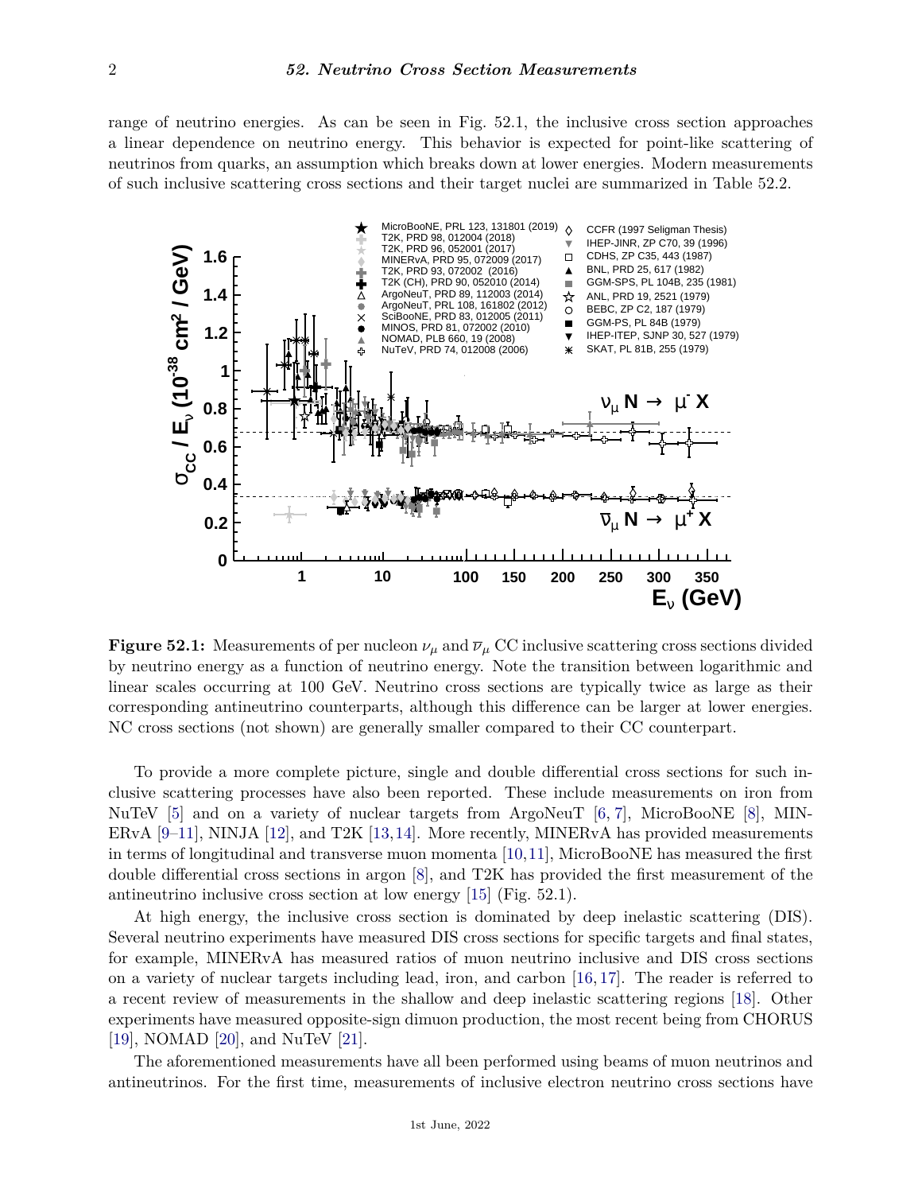range of neutrino energies. As can be seen in Fig. 52.1, the inclusive cross section approaches a linear dependence on neutrino energy. This behavior is expected for point-like scattering of neutrinos from quarks, an assumption which breaks down at lower energies. Modern measurements of such inclusive scattering cross sections and their target nuclei are summarized in Table 52.2.

**Figure 52.1:** Measurements of per nucleon $\nu_\mu$ and $\overline{\nu}_\mu$ CC inclusive scattering cross sections divided by neutrino energy as a function of neutrino energy. Note the transition between logarithmic and linear scales occurring at 100 GeV. Neutrino cross sections are typically twice as large as their corresponding antineutrino counterparts, although this difference can be larger at lower energies. NC cross sections (not shown) are generally smaller compared to their CC counterpart.

To provide a more complete picture, single and double differential cross sections for such inclusive scattering processes have also been reported. These include measurements on iron from NuTeV [5] and on a variety of nuclear targets from ArgoNeuT [6, 7], MicroBooNE [8], MINERvA [9–11], NINJA [12], and T2K [13, 14]. More recently, MINERvA has provided measurements in terms of longitudinal and transverse muon momenta [10, 11], MicroBooNE has measured the first double differential cross sections in argon [8], and T2K has provided the first measurement of the antineutrino inclusive cross section at low energy [15] (Fig. 52.1).

At high energy, the inclusive cross section is dominated by deep inelastic scattering (DIS). Several neutrino experiments have measured DIS cross sections for specific targets and final states, for example, MINERvA has measured ratios of muon neutrino inclusive and DIS cross sections on a variety of nuclear targets including lead, iron, and carbon [16, 17]. The reader is referred to a recent review of measurements in the shallow and deep inelastic scattering regions [18]. Other experiments have measured opposite-sign dimuon production, the most recent being from CHORUS [19], NOMAD [20], and NuTeV [21].

The aforementioned measurements have all been performed using beams of muon neutrinos and antineutrinos. For the first time, measurements of inclusive electron neutrino cross sections have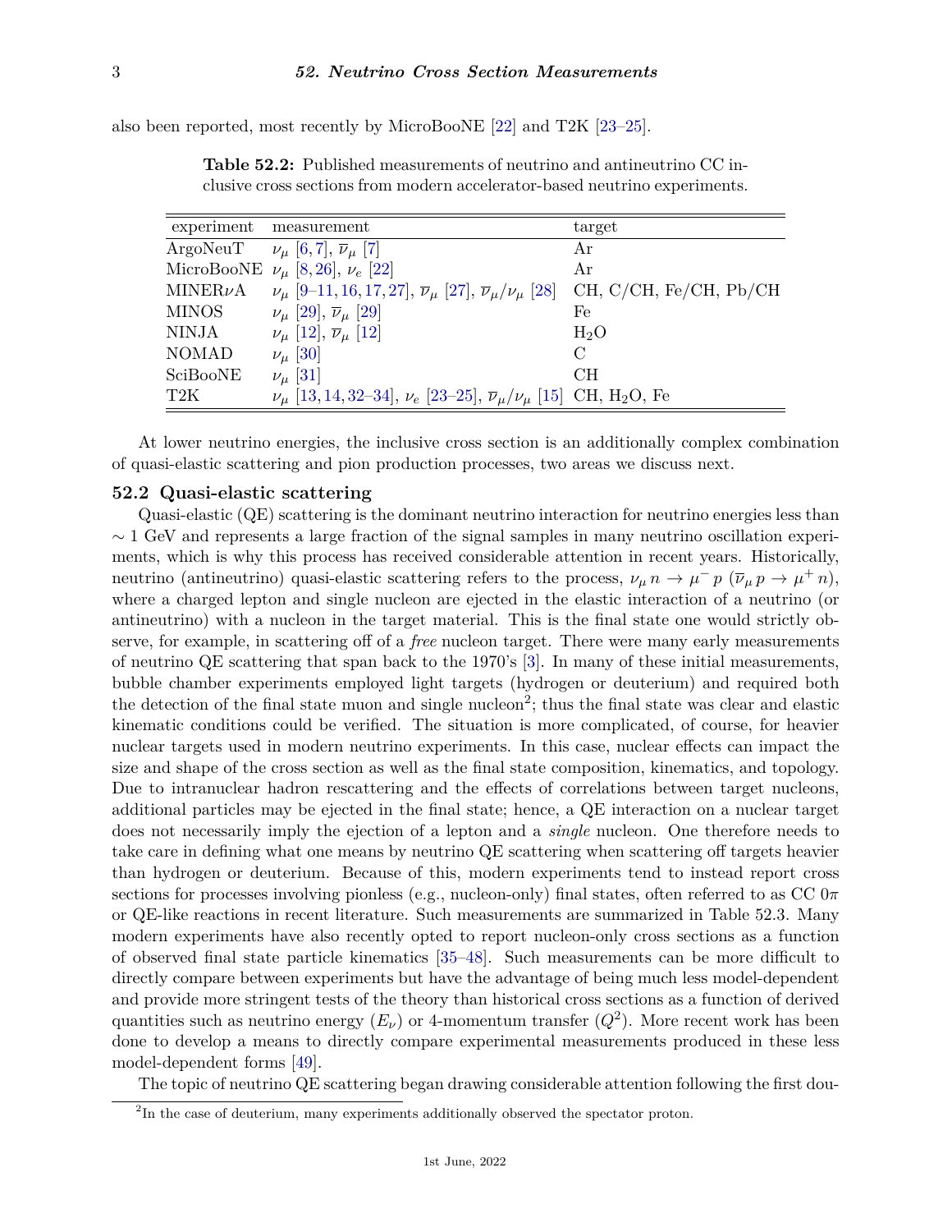also been reported, most recently by MicroBooNE [22] and T2K [23–25].

**Table 52.2:** Published measurements of neutrino and antineutrino CC inclusive cross sections from modern accelerator-based neutrino experiments.

| experiment | measurement | target |
|---|---|---|
| ArgoNeuT | $\nu_\mu$ [6,7], $\overline{\nu}_\mu$ [7] | Ar |
| MicroBooNE | $\nu_\mu$ [8,26], $\nu_e$ [22] | Ar |
| MINER$\nu$A | $\nu_\mu$ [9–11,16,17,27], $\overline{\nu}_\mu$ [27], $\overline{\nu}_\mu/\nu_\mu$ [28] | CH, C/CH, Fe/CH, Pb/CH |
| MINOS | $\nu_\mu$ [29], $\overline{\nu}_\mu$ [29] | Fe |
| NINJA | $\nu_\mu$ [12], $\overline{\nu}_\mu$ [12] | $H_2O$ |
| NOMAD | $\nu_\mu$ [30] | C |
| SciBooNE | $\nu_\mu$ [31] | CH |
| T2K | $\nu_\mu$ [13,14,32–34], $\nu_e$ [23–25], $\overline{\nu}_\mu/\nu_\mu$ [15] | CH, $H_2O$, Fe |

At lower neutrino energies, the inclusive cross section is an additionally complex combination of quasi-elastic scattering and pion production processes, two areas we discuss next.

## 52.2 Quasi-elastic scattering

Quasi-elastic (QE) scattering is the dominant neutrino interaction for neutrino energies less than $\sim 1$ GeV and represents a large fraction of the signal samples in many neutrino oscillation experiments, which is why this process has received considerable attention in recent years. Historically, neutrino (antineutrino) quasi-elastic scattering refers to the process, $\nu_\mu\, n \rightarrow \mu^-\, p$ ($\overline{\nu}_\mu\, p \rightarrow \mu^+\, n$), where a charged lepton and single nucleon are ejected in the elastic interaction of a neutrino (or antineutrino) with a nucleon in the target material. This is the final state one would strictly observe, for example, in scattering off of a *free* nucleon target. There were many early measurements of neutrino QE scattering that span back to the 1970's [3]. In many of these initial measurements, bubble chamber experiments employed light targets (hydrogen or deuterium) and required both the detection of the final state muon and single nucleon[2]; thus the final state was clear and elastic kinematic conditions could be verified. The situation is more complicated, of course, for heavier nuclear targets used in modern neutrino experiments. In this case, nuclear effects can impact the size and shape of the cross section as well as the final state composition, kinematics, and topology. Due to intranuclear hadron rescattering and the effects of correlations between target nucleons, additional particles may be ejected in the final state; hence, a QE interaction on a nuclear target does not necessarily imply the ejection of a lepton and a *single* nucleon. One therefore needs to take care in defining what one means by neutrino QE scattering when scattering off targets heavier than hydrogen or deuterium. Because of this, modern experiments tend to instead report cross sections for processes involving pionless (e.g., nucleon-only) final states, often referred to as CC $0\pi$ or QE-like reactions in recent literature. Such measurements are summarized in Table 52.3. Many modern experiments have also recently opted to report nucleon-only cross sections as a function of observed final state particle kinematics [35–48]. Such measurements can be more difficult to directly compare between experiments but have the advantage of being much less model-dependent and provide more stringent tests of the theory than historical cross sections as a function of derived quantities such as neutrino energy ($E_\nu$) or 4-momentum transfer ($Q^2$). More recent work has been done to develop a means to directly compare experimental measurements produced in these less model-dependent forms [49].

The topic of neutrino QE scattering began drawing considerable attention following the first dou-

[2] In the case of deuterium, many experiments additionally observed the spectator proton.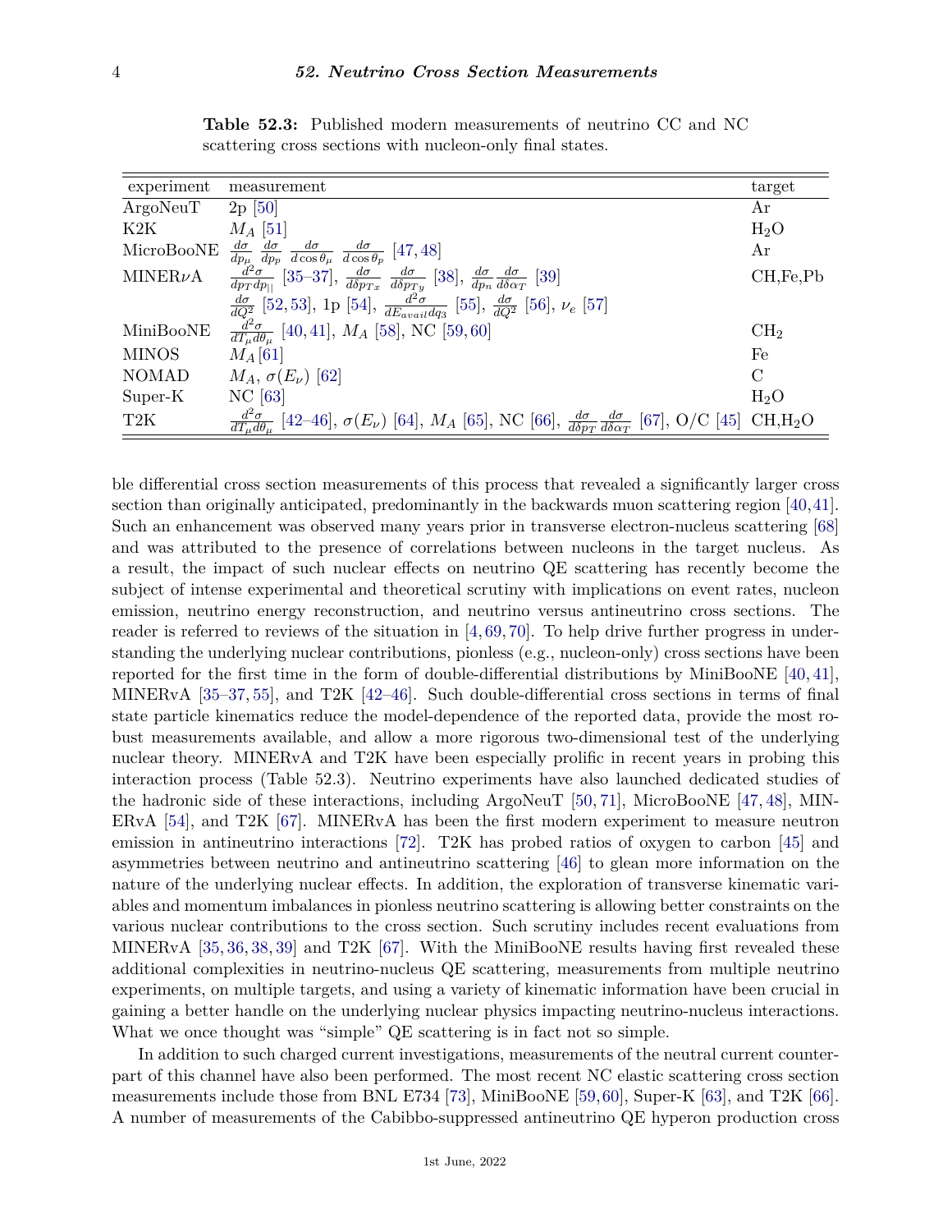**Table 52.3:** Published modern measurements of neutrino CC and NC scattering cross sections with nucleon-only final states.

| experiment | measurement | target |
|---|---|---|
| ArgoNeuT | 2p [50] | Ar |
| K2K | $M_A$ [51] | $H_2O$ |
| MicroBooNE | $\frac{d\sigma}{dp_\mu}$ $\frac{d\sigma}{dp_p}$ $\frac{d\sigma}{d\cos\theta_\mu}$ $\frac{d\sigma}{d\cos\theta_p}$ [47,48] | Ar |
| MINER$\nu$A | $\frac{d^2\sigma}{dp_T dp_{\|\|}}$ [35–37], $\frac{d\sigma}{d\delta p_{Tx}}$ $\frac{d\sigma}{d\delta p_{Ty}}$ [38], $\frac{d\sigma}{dp_n}$ $\frac{d\sigma}{d\delta\alpha_T}$ [39] | CH,Fe,Pb |
| | $\frac{d\sigma}{dQ^2}$ [52,53], 1p [54], $\frac{d^2\sigma}{dE_{avail}dq_3}$ [55], $\frac{d\sigma}{dQ^2}$ [56], $\nu_e$ [57] | |
| MiniBooNE | $\frac{d^2\sigma}{dT_\mu d\theta_\mu}$ [40,41], $M_A$ [58], NC [59,60] | $CH_2$ |
| MINOS | $M_A$ [61] | Fe |
| NOMAD | $M_A$, $\sigma(E_\nu)$ [62] | C |
| Super-K | NC [63] | $H_2O$ |
| T2K | $\frac{d^2\sigma}{dT_\mu d\theta_\mu}$ [42–46], $\sigma(E_\nu)$ [64], $M_A$ [65], NC [66], $\frac{d\sigma}{d\delta p_T}$ $\frac{d\sigma}{d\delta\alpha_T}$ [67], O/C [45] | CH,$H_2O$ |

ble differential cross section measurements of this process that revealed a significantly larger cross section than originally anticipated, predominantly in the backwards muon scattering region [40,41]. Such an enhancement was observed many years prior in transverse electron-nucleus scattering [68] and was attributed to the presence of correlations between nucleons in the target nucleus. As a result, the impact of such nuclear effects on neutrino QE scattering has recently become the subject of intense experimental and theoretical scrutiny with implications on event rates, nucleon emission, neutrino energy reconstruction, and neutrino versus antineutrino cross sections. The reader is referred to reviews of the situation in [4,69,70]. To help drive further progress in understanding the underlying nuclear contributions, pionless (e.g., nucleon-only) cross sections have been reported for the first time in the form of double-differential distributions by MiniBooNE [40,41], MINERvA [35–37,55], and T2K [42–46]. Such double-differential cross sections in terms of final state particle kinematics reduce the model-dependence of the reported data, provide the most robust measurements available, and allow a more rigorous two-dimensional test of the underlying nuclear theory. MINERvA and T2K have been especially prolific in recent years in probing this interaction process (Table 52.3). Neutrino experiments have also launched dedicated studies of the hadronic side of these interactions, including ArgoNeuT [50,71], MicroBooNE [47,48], MINERvA [54], and T2K [67]. MINERvA has been the first modern experiment to measure neutron emission in antineutrino interactions [72]. T2K has probed ratios of oxygen to carbon [45] and asymmetries between neutrino and antineutrino scattering [46] to glean more information on the nature of the underlying nuclear effects. In addition, the exploration of transverse kinematic variables and momentum imbalances in pionless neutrino scattering is allowing better constraints on the various nuclear contributions to the cross section. Such scrutiny includes recent evaluations from MINERvA [35,36,38,39] and T2K [67]. With the MiniBooNE results having first revealed these additional complexities in neutrino-nucleus QE scattering, measurements from multiple neutrino experiments, on multiple targets, and using a variety of kinematic information have been crucial in gaining a better handle on the underlying nuclear physics impacting neutrino-nucleus interactions. What we once thought was "simple" QE scattering is in fact not so simple.

In addition to such charged current investigations, measurements of the neutral current counterpart of this channel have also been performed. The most recent NC elastic scattering cross section measurements include those from BNL E734 [73], MiniBooNE [59,60], Super-K [63], and T2K [66]. A number of measurements of the Cabibbo-suppressed antineutrino QE hyperon production cross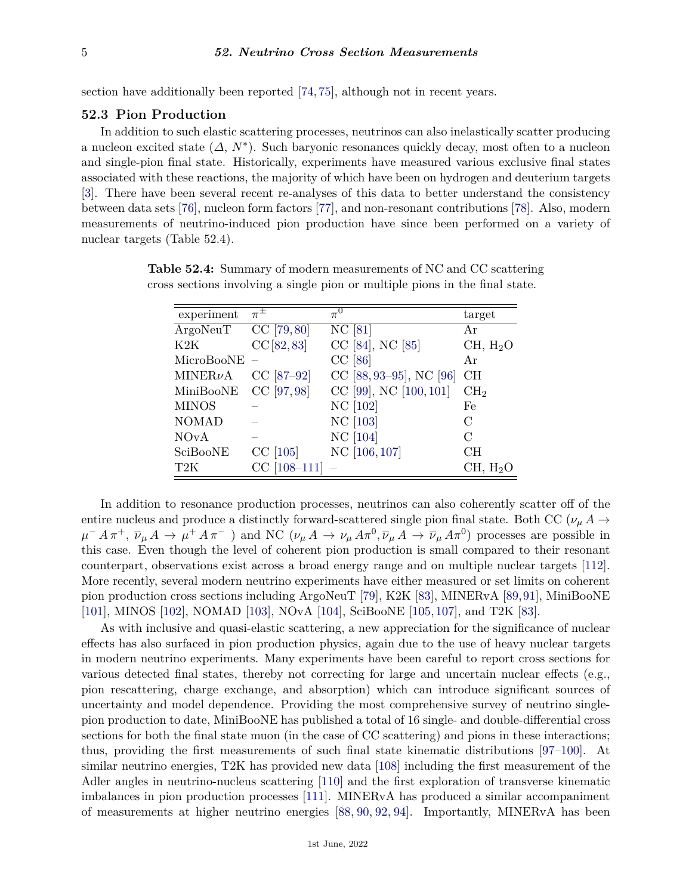section have additionally been reported [74, 75], although not in recent years.

### 52.3 Pion Production

In addition to such elastic scattering processes, neutrinos can also inelastically scatter producing a nucleon excited state ($\Delta$, $N^*$). Such baryonic resonances quickly decay, most often to a nucleon and single-pion final state. Historically, experiments have measured various exclusive final states associated with these reactions, the majority of which have been on hydrogen and deuterium targets [3]. There have been several recent re-analyses of this data to better understand the consistency between data sets [76], nucleon form factors [77], and non-resonant contributions [78]. Also, modern measurements of neutrino-induced pion production have since been performed on a variety of nuclear targets (Table 52.4).

**Table 52.4:** Summary of modern measurements of NC and CC scattering cross sections involving a single pion or multiple pions in the final state.

| experiment | $\pi^{\pm}$ | $\pi^0$ | target |
|---|---|---|---|
| ArgoNeuT | CC [79, 80] | NC [81] | Ar |
| K2K | CC [82, 83] | CC [84], NC [85] | CH, $H_2O$ |
| MicroBooNE | – | CC [86] | Ar |
| MINER$\nu$A | CC [87–92] | CC [88, 93–95], NC [96] | CH |
| MiniBooNE | CC [97, 98] | CC [99], NC [100, 101] | $CH_2$ |
| MINOS | – | NC [102] | Fe |
| NOMAD | – | NC [103] | C |
| NOvA | – | NC [104] | C |
| SciBooNE | CC [105] | NC [106, 107] | CH |
| T2K | CC [108–111] | – | CH, $H_2O$ |

In addition to resonance production processes, neutrinos can also coherently scatter off of the entire nucleus and produce a distinctly forward-scattered single pion final state. Both CC ($\nu_\mu\, A \rightarrow \mu^-\, A\, \pi^+$, $\overline{\nu}_\mu\, A \rightarrow \mu^+\, A\, \pi^-$ ) and NC ($\nu_\mu\, A \rightarrow \nu_\mu\, A \pi^0, \overline{\nu}_\mu\, A \rightarrow \overline{\nu}_\mu\, A \pi^0$) processes are possible in this case. Even though the level of coherent pion production is small compared to their resonant counterpart, observations exist across a broad energy range and on multiple nuclear targets [112]. More recently, several modern neutrino experiments have either measured or set limits on coherent pion production cross sections including ArgoNeuT [79], K2K [83], MINERvA [89, 91], MiniBooNE [101], MINOS [102], NOMAD [103], NOvA [104], SciBooNE [105, 107], and T2K [83].

As with inclusive and quasi-elastic scattering, a new appreciation for the significance of nuclear effects has also surfaced in pion production physics, again due to the use of heavy nuclear targets in modern neutrino experiments. Many experiments have been careful to report cross sections for various detected final states, thereby not correcting for large and uncertain nuclear effects (e.g., pion rescattering, charge exchange, and absorption) which can introduce significant sources of uncertainty and model dependence. Providing the most comprehensive survey of neutrino single-pion production to date, MiniBooNE has published a total of 16 single- and double-differential cross sections for both the final state muon (in the case of CC scattering) and pions in these interactions; thus, providing the first measurements of such final state kinematic distributions [97–100]. At similar neutrino energies, T2K has provided new data [108] including the first measurement of the Adler angles in neutrino-nucleus scattering [110] and the first exploration of transverse kinematic imbalances in pion production processes [111]. MINERvA has produced a similar accompaniment of measurements at higher neutrino energies [88, 90, 92, 94]. Importantly, MINERvA has been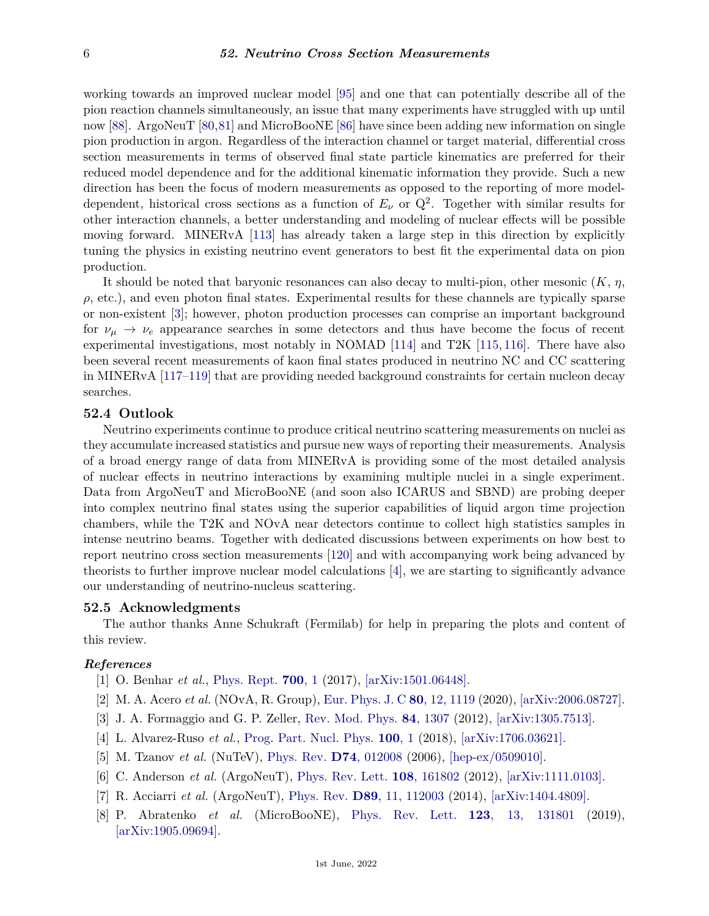working towards an improved nuclear model [95] and one that can potentially describe all of the pion reaction channels simultaneously, an issue that many experiments have struggled with up until now [88]. ArgoNeuT [80,81] and MicroBooNE [86] have since been adding new information on single pion production in argon. Regardless of the interaction channel or target material, differential cross section measurements in terms of observed final state particle kinematics are preferred for their reduced model dependence and for the additional kinematic information they provide. Such a new direction has been the focus of modern measurements as opposed to the reporting of more model-dependent, historical cross sections as a function of $E_\nu$ or $Q^2$. Together with similar results for other interaction channels, a better understanding and modeling of nuclear effects will be possible moving forward. MINERvA [113] has already taken a large step in this direction by explicitly tuning the physics in existing neutrino event generators to best fit the experimental data on pion production.

It should be noted that baryonic resonances can also decay to multi-pion, other mesonic ($K$, $\eta$, $\rho$, etc.), and even photon final states. Experimental results for these channels are typically sparse or non-existent [3]; however, photon production processes can comprise an important background for $\nu_\mu \to \nu_e$ appearance searches in some detectors and thus have become the focus of recent experimental investigations, most notably in NOMAD [114] and T2K [115, 116]. There have also been several recent measurements of kaon final states produced in neutrino NC and CC scattering in MINERvA [117–119] that are providing needed background constraints for certain nucleon decay searches.

## 52.4 Outlook

Neutrino experiments continue to produce critical neutrino scattering measurements on nuclei as they accumulate increased statistics and pursue new ways of reporting their measurements. Analysis of a broad energy range of data from MINERvA is providing some of the most detailed analysis of nuclear effects in neutrino interactions by examining multiple nuclei in a single experiment. Data from ArgoNeuT and MicroBooNE (and soon also ICARUS and SBND) are probing deeper into complex neutrino final states using the superior capabilities of liquid argon time projection chambers, while the T2K and NOvA near detectors continue to collect high statistics samples in intense neutrino beams. Together with dedicated discussions between experiments on how best to report neutrino cross section measurements [120] and with accompanying work being advanced by theorists to further improve nuclear model calculations [4], we are starting to significantly advance our understanding of neutrino-nucleus scattering.

## 52.5 Acknowledgments

The author thanks Anne Schukraft (Fermilab) for help in preparing the plots and content of this review.

### *References*

[1] O. Benhar *et al.*, Phys. Rept. **700**, 1 (2017), [arXiv:1501.06448].

[2] M. A. Acero *et al.* (NOvA, R. Group), Eur. Phys. J. C **80**, 12, 1119 (2020), [arXiv:2006.08727].

[3] J. A. Formaggio and G. P. Zeller, Rev. Mod. Phys. **84**, 1307 (2012), [arXiv:1305.7513].

[4] L. Alvarez-Ruso *et al.*, Prog. Part. Nucl. Phys. **100**, 1 (2018), [arXiv:1706.03621].

[5] M. Tzanov *et al.* (NuTeV), Phys. Rev. **D74**, 012008 (2006), [hep-ex/0509010].

[6] C. Anderson *et al.* (ArgoNeuT), Phys. Rev. Lett. **108**, 161802 (2012), [arXiv:1111.0103].

[7] R. Acciarri *et al.* (ArgoNeuT), Phys. Rev. **D89**, 11, 112003 (2014), [arXiv:1404.4809].

[8] P. Abratenko *et al.* (MicroBooNE), Phys. Rev. Lett. **123**, 13, 131801 (2019), [arXiv:1905.09694].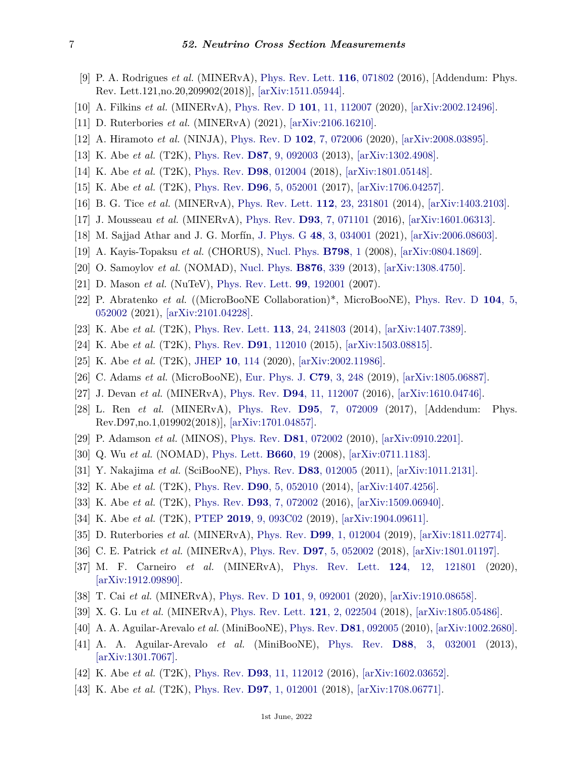[9] P. A. Rodrigues *et al.* (MINERvA), Phys. Rev. Lett. **116**, 071802 (2016), [Addendum: Phys. Rev. Lett.121,no.20,209902(2018)], [arXiv:1511.05944].

[10] A. Filkins *et al.* (MINERvA), Phys. Rev. D **101**, 11, 112007 (2020), [arXiv:2002.12496].

[11] D. Ruterbories *et al.* (MINERvA) (2021), [arXiv:2106.16210].

[12] A. Hiramoto *et al.* (NINJA), Phys. Rev. D **102**, 7, 072006 (2020), [arXiv:2008.03895].

[13] K. Abe *et al.* (T2K), Phys. Rev. **D87**, 9, 092003 (2013), [arXiv:1302.4908].

[14] K. Abe *et al.* (T2K), Phys. Rev. **D98**, 012004 (2018), [arXiv:1801.05148].

[15] K. Abe *et al.* (T2K), Phys. Rev. **D96**, 5, 052001 (2017), [arXiv:1706.04257].

[16] B. G. Tice *et al.* (MINERvA), Phys. Rev. Lett. **112**, 23, 231801 (2014), [arXiv:1403.2103].

[17] J. Mousseau *et al.* (MINERvA), Phys. Rev. **D93**, 7, 071101 (2016), [arXiv:1601.06313].

[18] M. Sajjad Athar and J. G. Morfín, J. Phys. G **48**, 3, 034001 (2021), [arXiv:2006.08603].

[19] A. Kayis-Topaksu *et al.* (CHORUS), Nucl. Phys. **B798**, 1 (2008), [arXiv:0804.1869].

[20] O. Samoylov *et al.* (NOMAD), Nucl. Phys. **B876**, 339 (2013), [arXiv:1308.4750].

[21] D. Mason *et al.* (NuTeV), Phys. Rev. Lett. **99**, 192001 (2007).

[22] P. Abratenko *et al.* ((MicroBooNE Collaboration)*, MicroBooNE), Phys. Rev. D **104**, 5, 052002 (2021), [arXiv:2101.04228].

[23] K. Abe *et al.* (T2K), Phys. Rev. Lett. **113**, 24, 241803 (2014), [arXiv:1407.7389].

[24] K. Abe *et al.* (T2K), Phys. Rev. **D91**, 112010 (2015), [arXiv:1503.08815].

[25] K. Abe *et al.* (T2K), JHEP **10**, 114 (2020), [arXiv:2002.11986].

[26] C. Adams *et al.* (MicroBooNE), Eur. Phys. J. **C79**, 3, 248 (2019), [arXiv:1805.06887].

[27] J. Devan *et al.* (MINERvA), Phys. Rev. **D94**, 11, 112007 (2016), [arXiv:1610.04746].

[28] L. Ren *et al.* (MINERvA), Phys. Rev. **D95**, 7, 072009 (2017), [Addendum: Phys. Rev.D97,no.1,019902(2018)], [arXiv:1701.04857].

[29] P. Adamson *et al.* (MINOS), Phys. Rev. **D81**, 072002 (2010), [arXiv:0910.2201].

[30] Q. Wu *et al.* (NOMAD), Phys. Lett. **B660**, 19 (2008), [arXiv:0711.1183].

[31] Y. Nakajima *et al.* (SciBooNE), Phys. Rev. **D83**, 012005 (2011), [arXiv:1011.2131].

[32] K. Abe *et al.* (T2K), Phys. Rev. **D90**, 5, 052010 (2014), [arXiv:1407.4256].

[33] K. Abe *et al.* (T2K), Phys. Rev. **D93**, 7, 072002 (2016), [arXiv:1509.06940].

[34] K. Abe *et al.* (T2K), PTEP **2019**, 9, 093C02 (2019), [arXiv:1904.09611].

[35] D. Ruterbories *et al.* (MINERvA), Phys. Rev. **D99**, 1, 012004 (2019), [arXiv:1811.02774].

[36] C. E. Patrick *et al.* (MINERvA), Phys. Rev. **D97**, 5, 052002 (2018), [arXiv:1801.01197].

[37] M. F. Carneiro *et al.* (MINERvA), Phys. Rev. Lett. **124**, 12, 121801 (2020), [arXiv:1912.09890].

[38] T. Cai *et al.* (MINERvA), Phys. Rev. D **101**, 9, 092001 (2020), [arXiv:1910.08658].

[39] X. G. Lu *et al.* (MINERvA), Phys. Rev. Lett. **121**, 2, 022504 (2018), [arXiv:1805.05486].

[40] A. A. Aguilar-Arevalo *et al.* (MiniBooNE), Phys. Rev. **D81**, 092005 (2010), [arXiv:1002.2680].

[41] A. A. Aguilar-Arevalo *et al.* (MiniBooNE), Phys. Rev. **D88**, 3, 032001 (2013), [arXiv:1301.7067].

[42] K. Abe *et al.* (T2K), Phys. Rev. **D93**, 11, 112012 (2016), [arXiv:1602.03652].

[43] K. Abe *et al.* (T2K), Phys. Rev. **D97**, 1, 012001 (2018), [arXiv:1708.06771].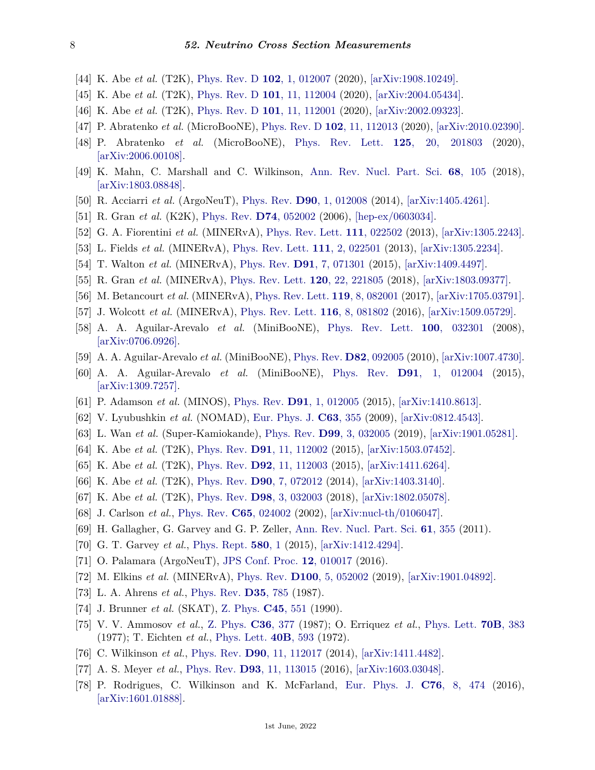[44] K. Abe *et al.* (T2K), Phys. Rev. D **102**, 1, 012007 (2020), [arXiv:1908.10249].

[45] K. Abe *et al.* (T2K), Phys. Rev. D **101**, 11, 112004 (2020), [arXiv:2004.05434].

[46] K. Abe *et al.* (T2K), Phys. Rev. D **101**, 11, 112001 (2020), [arXiv:2002.09323].

[47] P. Abratenko *et al.* (MicroBooNE), Phys. Rev. D **102**, 11, 112013 (2020), [arXiv:2010.02390].

[48] P. Abratenko *et al.* (MicroBooNE), Phys. Rev. Lett. **125**, 20, 201803 (2020), [arXiv:2006.00108].

[49] K. Mahn, C. Marshall and C. Wilkinson, Ann. Rev. Nucl. Part. Sci. **68**, 105 (2018), [arXiv:1803.08848].

[50] R. Acciarri *et al.* (ArgoNeuT), Phys. Rev. **D90**, 1, 012008 (2014), [arXiv:1405.4261].

[51] R. Gran *et al.* (K2K), Phys. Rev. **D74**, 052002 (2006), [hep-ex/0603034].

[52] G. A. Fiorentini *et al.* (MINERvA), Phys. Rev. Lett. **111**, 022502 (2013), [arXiv:1305.2243].

[53] L. Fields *et al.* (MINERvA), Phys. Rev. Lett. **111**, 2, 022501 (2013), [arXiv:1305.2234].

[54] T. Walton *et al.* (MINERvA), Phys. Rev. **D91**, 7, 071301 (2015), [arXiv:1409.4497].

[55] R. Gran *et al.* (MINERvA), Phys. Rev. Lett. **120**, 22, 221805 (2018), [arXiv:1803.09377].

[56] M. Betancourt *et al.* (MINERvA), Phys. Rev. Lett. **119**, 8, 082001 (2017), [arXiv:1705.03791].

[57] J. Wolcott *et al.* (MINERvA), Phys. Rev. Lett. **116**, 8, 081802 (2016), [arXiv:1509.05729].

[58] A. A. Aguilar-Arevalo *et al.* (MiniBooNE), Phys. Rev. Lett. **100**, 032301 (2008), [arXiv:0706.0926].

[59] A. A. Aguilar-Arevalo *et al.* (MiniBooNE), Phys. Rev. **D82**, 092005 (2010), [arXiv:1007.4730].

[60] A. A. Aguilar-Arevalo *et al.* (MiniBooNE), Phys. Rev. **D91**, 1, 012004 (2015), [arXiv:1309.7257].

[61] P. Adamson *et al.* (MINOS), Phys. Rev. **D91**, 1, 012005 (2015), [arXiv:1410.8613].

[62] V. Lyubushkin *et al.* (NOMAD), Eur. Phys. J. **C63**, 355 (2009), [arXiv:0812.4543].

[63] L. Wan *et al.* (Super-Kamiokande), Phys. Rev. **D99**, 3, 032005 (2019), [arXiv:1901.05281].

[64] K. Abe *et al.* (T2K), Phys. Rev. **D91**, 11, 112002 (2015), [arXiv:1503.07452].

[65] K. Abe *et al.* (T2K), Phys. Rev. **D92**, 11, 112003 (2015), [arXiv:1411.6264].

[66] K. Abe *et al.* (T2K), Phys. Rev. **D90**, 7, 072012 (2014), [arXiv:1403.3140].

[67] K. Abe *et al.* (T2K), Phys. Rev. **D98**, 3, 032003 (2018), [arXiv:1802.05078].

[68] J. Carlson *et al.*, Phys. Rev. **C65**, 024002 (2002), [arXiv:nucl-th/0106047].

[69] H. Gallagher, G. Garvey and G. P. Zeller, Ann. Rev. Nucl. Part. Sci. **61**, 355 (2011).

[70] G. T. Garvey *et al.*, Phys. Rept. **580**, 1 (2015), [arXiv:1412.4294].

[71] O. Palamara (ArgoNeuT), JPS Conf. Proc. **12**, 010017 (2016).

[72] M. Elkins *et al.* (MINERvA), Phys. Rev. **D100**, 5, 052002 (2019), [arXiv:1901.04892].

[73] L. A. Ahrens *et al.*, Phys. Rev. **D35**, 785 (1987).

[74] J. Brunner *et al.* (SKAT), Z. Phys. **C45**, 551 (1990).

[75] V. V. Ammosov *et al.*, Z. Phys. **C36**, 377 (1987); O. Erriquez *et al.*, Phys. Lett. **70B**, 383 (1977); T. Eichten *et al.*, Phys. Lett. **40B**, 593 (1972).

[76] C. Wilkinson *et al.*, Phys. Rev. **D90**, 11, 112017 (2014), [arXiv:1411.4482].

[77] A. S. Meyer *et al.*, Phys. Rev. **D93**, 11, 113015 (2016), [arXiv:1603.03048].

[78] P. Rodrigues, C. Wilkinson and K. McFarland, Eur. Phys. J. **C76**, 8, 474 (2016), [arXiv:1601.01888].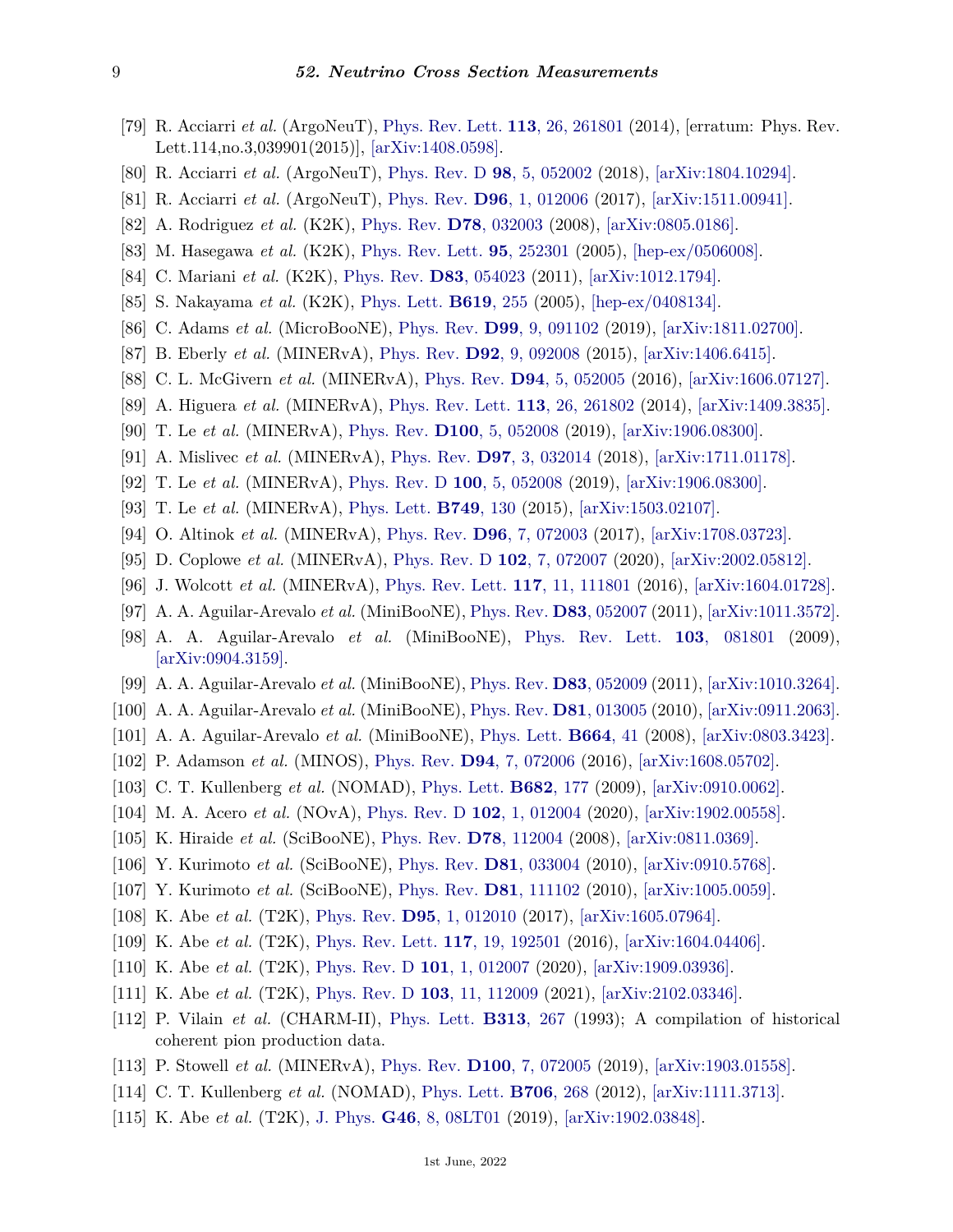[79] R. Acciarri *et al.* (ArgoNeuT), Phys. Rev. Lett. **113**, 26, 261801 (2014), [erratum: Phys. Rev. Lett.114,no.3,039901(2015)], [arXiv:1408.0598].

[80] R. Acciarri *et al.* (ArgoNeuT), Phys. Rev. D **98**, 5, 052002 (2018), [arXiv:1804.10294].

[81] R. Acciarri *et al.* (ArgoNeuT), Phys. Rev. **D96**, 1, 012006 (2017), [arXiv:1511.00941].

[82] A. Rodriguez *et al.* (K2K), Phys. Rev. **D78**, 032003 (2008), [arXiv:0805.0186].

[83] M. Hasegawa *et al.* (K2K), Phys. Rev. Lett. **95**, 252301 (2005), [hep-ex/0506008].

[84] C. Mariani *et al.* (K2K), Phys. Rev. **D83**, 054023 (2011), [arXiv:1012.1794].

[85] S. Nakayama *et al.* (K2K), Phys. Lett. **B619**, 255 (2005), [hep-ex/0408134].

[86] C. Adams *et al.* (MicroBooNE), Phys. Rev. **D99**, 9, 091102 (2019), [arXiv:1811.02700].

[87] B. Eberly *et al.* (MINERvA), Phys. Rev. **D92**, 9, 092008 (2015), [arXiv:1406.6415].

[88] C. L. McGivern *et al.* (MINERvA), Phys. Rev. **D94**, 5, 052005 (2016), [arXiv:1606.07127].

[89] A. Higuera *et al.* (MINERvA), Phys. Rev. Lett. **113**, 26, 261802 (2014), [arXiv:1409.3835].

[90] T. Le *et al.* (MINERvA), Phys. Rev. **D100**, 5, 052008 (2019), [arXiv:1906.08300].

[91] A. Mislivec *et al.* (MINERvA), Phys. Rev. **D97**, 3, 032014 (2018), [arXiv:1711.01178].

[92] T. Le *et al.* (MINERvA), Phys. Rev. D **100**, 5, 052008 (2019), [arXiv:1906.08300].

[93] T. Le *et al.* (MINERvA), Phys. Lett. **B749**, 130 (2015), [arXiv:1503.02107].

[94] O. Altinok *et al.* (MINERvA), Phys. Rev. **D96**, 7, 072003 (2017), [arXiv:1708.03723].

[95] D. Coplowe *et al.* (MINERvA), Phys. Rev. D **102**, 7, 072007 (2020), [arXiv:2002.05812].

[96] J. Wolcott *et al.* (MINERvA), Phys. Rev. Lett. **117**, 11, 111801 (2016), [arXiv:1604.01728].

[97] A. A. Aguilar-Arevalo *et al.* (MiniBooNE), Phys. Rev. **D83**, 052007 (2011), [arXiv:1011.3572].

[98] A. A. Aguilar-Arevalo *et al.* (MiniBooNE), Phys. Rev. Lett. **103**, 081801 (2009), [arXiv:0904.3159].

[99] A. A. Aguilar-Arevalo *et al.* (MiniBooNE), Phys. Rev. **D83**, 052009 (2011), [arXiv:1010.3264].

[100] A. A. Aguilar-Arevalo *et al.* (MiniBooNE), Phys. Rev. **D81**, 013005 (2010), [arXiv:0911.2063].

[101] A. A. Aguilar-Arevalo *et al.* (MiniBooNE), Phys. Lett. **B664**, 41 (2008), [arXiv:0803.3423].

[102] P. Adamson *et al.* (MINOS), Phys. Rev. **D94**, 7, 072006 (2016), [arXiv:1608.05702].

[103] C. T. Kullenberg *et al.* (NOMAD), Phys. Lett. **B682**, 177 (2009), [arXiv:0910.0062].

[104] M. A. Acero *et al.* (NOvA), Phys. Rev. D **102**, 1, 012004 (2020), [arXiv:1902.00558].

[105] K. Hiraide *et al.* (SciBooNE), Phys. Rev. **D78**, 112004 (2008), [arXiv:0811.0369].

[106] Y. Kurimoto *et al.* (SciBooNE), Phys. Rev. **D81**, 033004 (2010), [arXiv:0910.5768].

[107] Y. Kurimoto *et al.* (SciBooNE), Phys. Rev. **D81**, 111102 (2010), [arXiv:1005.0059].

[108] K. Abe *et al.* (T2K), Phys. Rev. **D95**, 1, 012010 (2017), [arXiv:1605.07964].

[109] K. Abe *et al.* (T2K), Phys. Rev. Lett. **117**, 19, 192501 (2016), [arXiv:1604.04406].

[110] K. Abe *et al.* (T2K), Phys. Rev. D **101**, 1, 012007 (2020), [arXiv:1909.03936].

[111] K. Abe *et al.* (T2K), Phys. Rev. D **103**, 11, 112009 (2021), [arXiv:2102.03346].

[112] P. Vilain *et al.* (CHARM-II), Phys. Lett. **B313**, 267 (1993); A compilation of historical coherent pion production data.

[113] P. Stowell *et al.* (MINERvA), Phys. Rev. **D100**, 7, 072005 (2019), [arXiv:1903.01558].

[114] C. T. Kullenberg *et al.* (NOMAD), Phys. Lett. **B706**, 268 (2012), [arXiv:1111.3713].

[115] K. Abe *et al.* (T2K), J. Phys. **G46**, 8, 08LT01 (2019), [arXiv:1902.03848].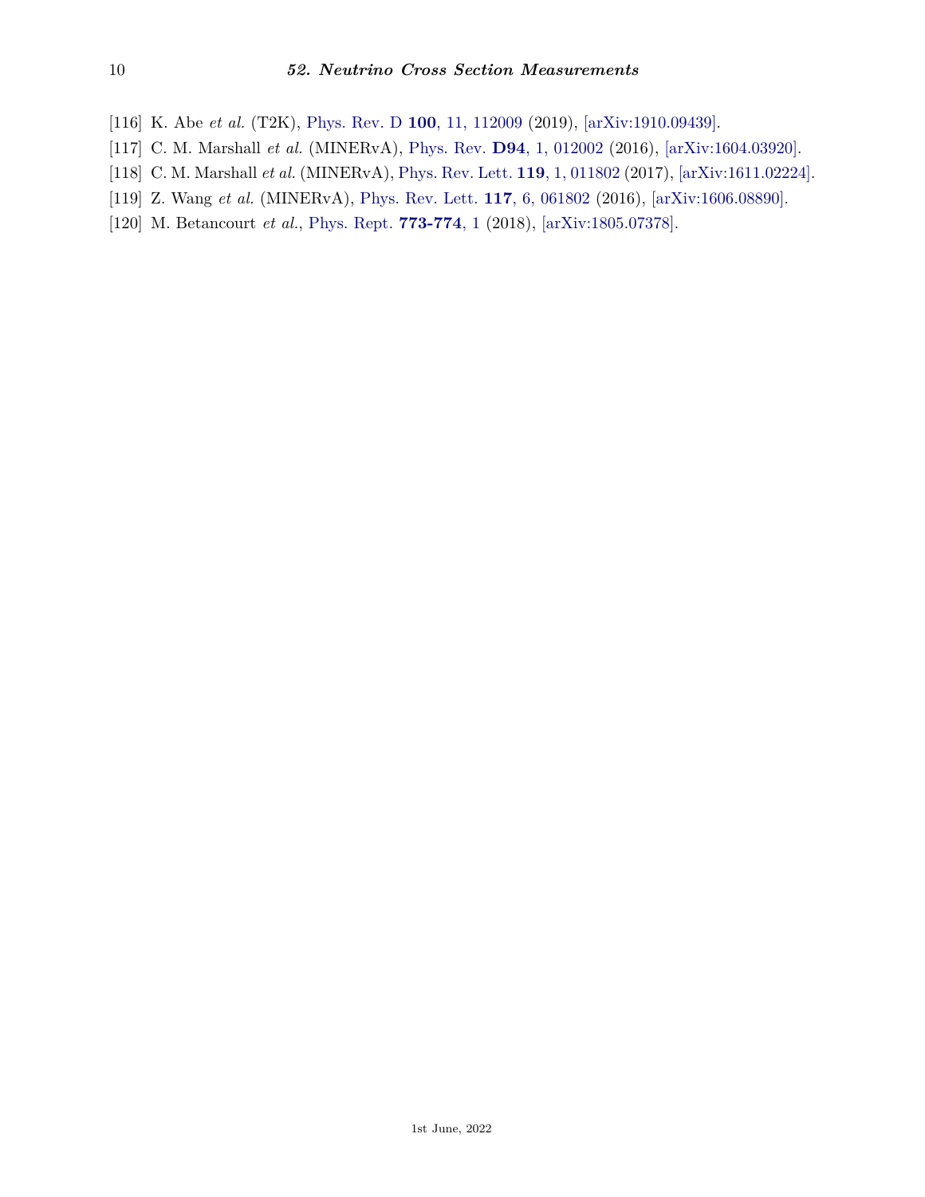[116] K. Abe *et al.* (T2K), Phys. Rev. D **100**, 11, 112009 (2019), [arXiv:1910.09439].

[117] C. M. Marshall *et al.* (MINERvA), Phys. Rev. **D94**, 1, 012002 (2016), [arXiv:1604.03920].

[118] C. M. Marshall *et al.* (MINERvA), Phys. Rev. Lett. **119**, 1, 011802 (2017), [arXiv:1611.02224].

[119] Z. Wang *et al.* (MINERvA), Phys. Rev. Lett. **117**, 6, 061802 (2016), [arXiv:1606.08890].

[120] M. Betancourt *et al.*, Phys. Rept. **773-774**, 1 (2018), [arXiv:1805.07378].